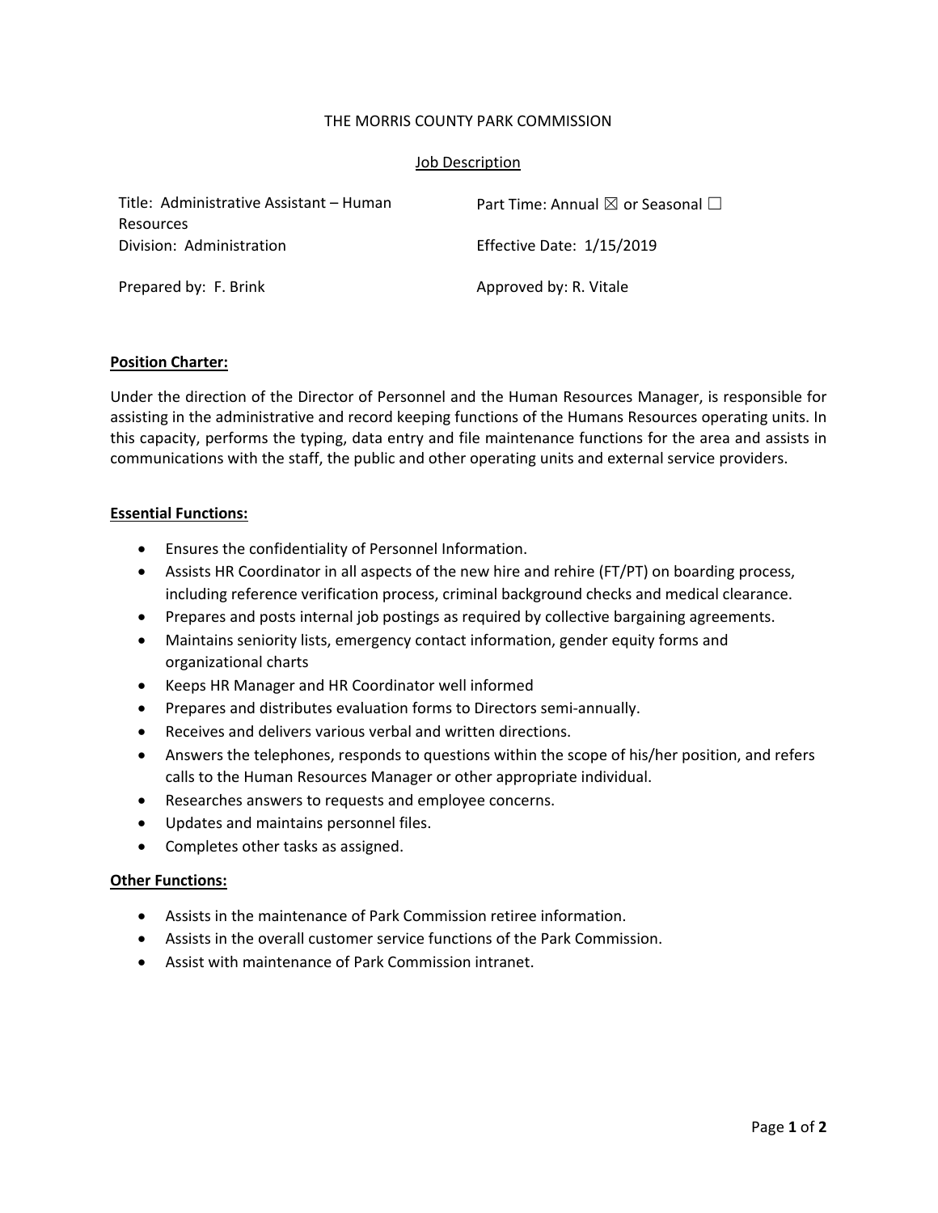THE MORRIS COUNTY PARK COMMISSION

Job Description

| | |
|---|---|
| Title: Administrative Assistant – Human Resources | Part Time: Annual ☒ or Seasonal ☐ |
| Division: Administration | Effective Date: 1/15/2019 |
| Prepared by: F. Brink | Approved by: R. Vitale |

**Position Charter:**

Under the direction of the Director of Personnel and the Human Resources Manager, is responsible for assisting in the administrative and record keeping functions of the Humans Resources operating units. In this capacity, performs the typing, data entry and file maintenance functions for the area and assists in communications with the staff, the public and other operating units and external service providers.

**Essential Functions:**

- Ensures the confidentiality of Personnel Information.
- Assists HR Coordinator in all aspects of the new hire and rehire (FT/PT) on boarding process, including reference verification process, criminal background checks and medical clearance.
- Prepares and posts internal job postings as required by collective bargaining agreements.
- Maintains seniority lists, emergency contact information, gender equity forms and organizational charts
- Keeps HR Manager and HR Coordinator well informed
- Prepares and distributes evaluation forms to Directors semi-annually.
- Receives and delivers various verbal and written directions.
- Answers the telephones, responds to questions within the scope of his/her position, and refers calls to the Human Resources Manager or other appropriate individual.
- Researches answers to requests and employee concerns.
- Updates and maintains personnel files.
- Completes other tasks as assigned.

**Other Functions:**

- Assists in the maintenance of Park Commission retiree information.
- Assists in the overall customer service functions of the Park Commission.
- Assist with maintenance of Park Commission intranet.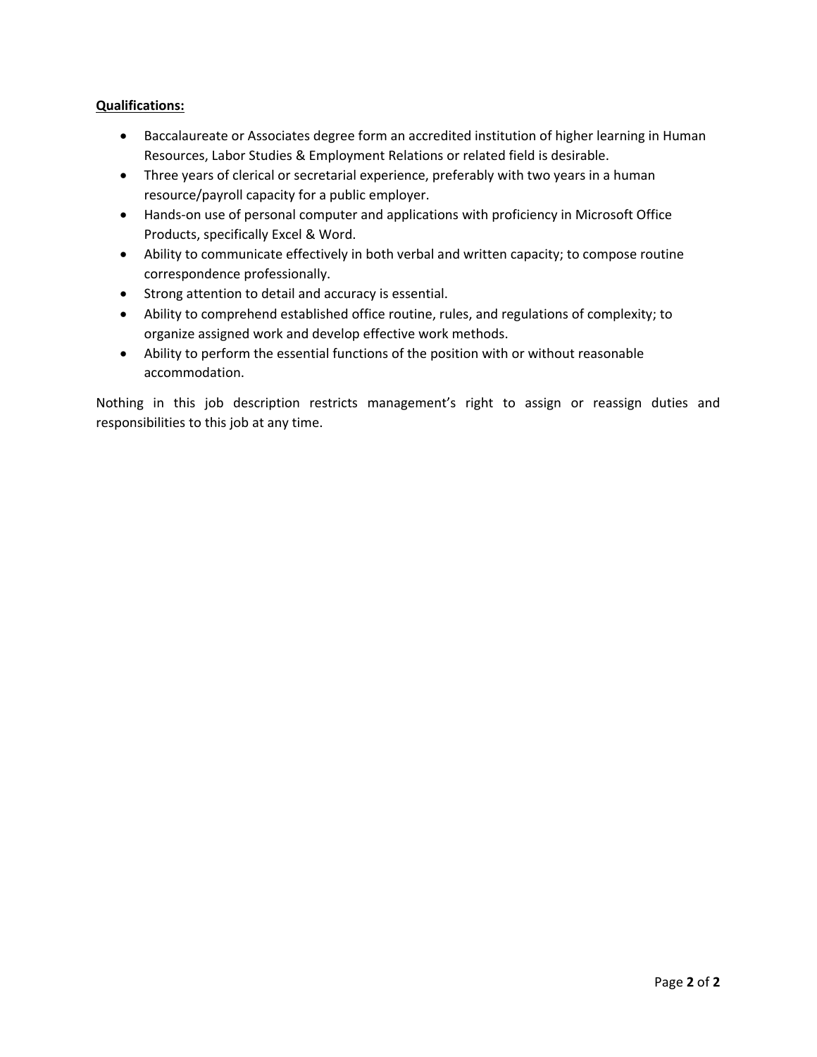**Qualifications:**

- Baccalaureate or Associates degree form an accredited institution of higher learning in Human Resources, Labor Studies & Employment Relations or related field is desirable.
- Three years of clerical or secretarial experience, preferably with two years in a human resource/payroll capacity for a public employer.
- Hands-on use of personal computer and applications with proficiency in Microsoft Office Products, specifically Excel & Word.
- Ability to communicate effectively in both verbal and written capacity; to compose routine correspondence professionally.
- Strong attention to detail and accuracy is essential.
- Ability to comprehend established office routine, rules, and regulations of complexity; to organize assigned work and develop effective work methods.
- Ability to perform the essential functions of the position with or without reasonable accommodation.

Nothing in this job description restricts management's right to assign or reassign duties and responsibilities to this job at any time.